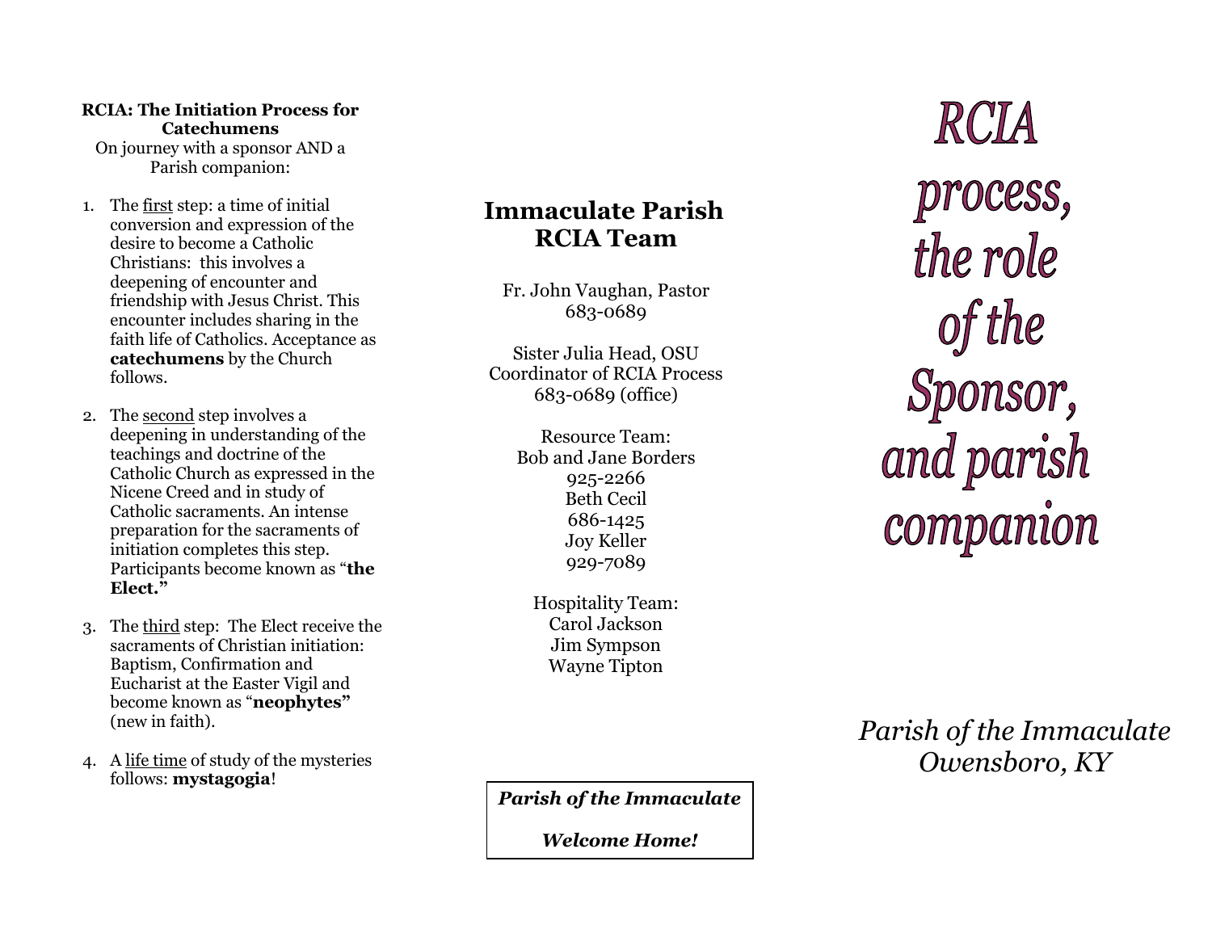**RCIA: The Initiation Process for Catechumens**

On journey with a sponsor AND a Parish companion:

1. The first step: a time of initial conversion and expression of the desire to become a Catholic Christians: this involves a deepening of encounter and friendship with Jesus Christ. This encounter includes sharing in the faith life of Catholics. Acceptance as **catechumens** by the Church follows.

2. The second step involves a deepening in understanding of the teachings and doctrine of the Catholic Church as expressed in the Nicene Creed and in study of Catholic sacraments. An intense preparation for the sacraments of initiation completes this step. Participants become known as "**the Elect.**"

3. The third step: The Elect receive the sacraments of Christian initiation: Baptism, Confirmation and Eucharist at the Easter Vigil and become known as "**neophytes**" (new in faith).

4. A life time of study of the mysteries follows: **mystagogia**!

## Immaculate Parish RCIA Team

Fr. John Vaughan, Pastor
683-0689

Sister Julia Head, OSU
Coordinator of RCIA Process
683-0689 (office)

Resource Team:
Bob and Jane Borders
925-2266
Beth Cecil
686-1425
Joy Keller
929-7089

Hospitality Team:
Carol Jackson
Jim Sympson
Wayne Tipton

***Parish of the Immaculate***

***Welcome Home!***

# RCIA process, the role of the Sponsor, and parish companion

*Parish of the Immaculate*
*Owensboro, KY*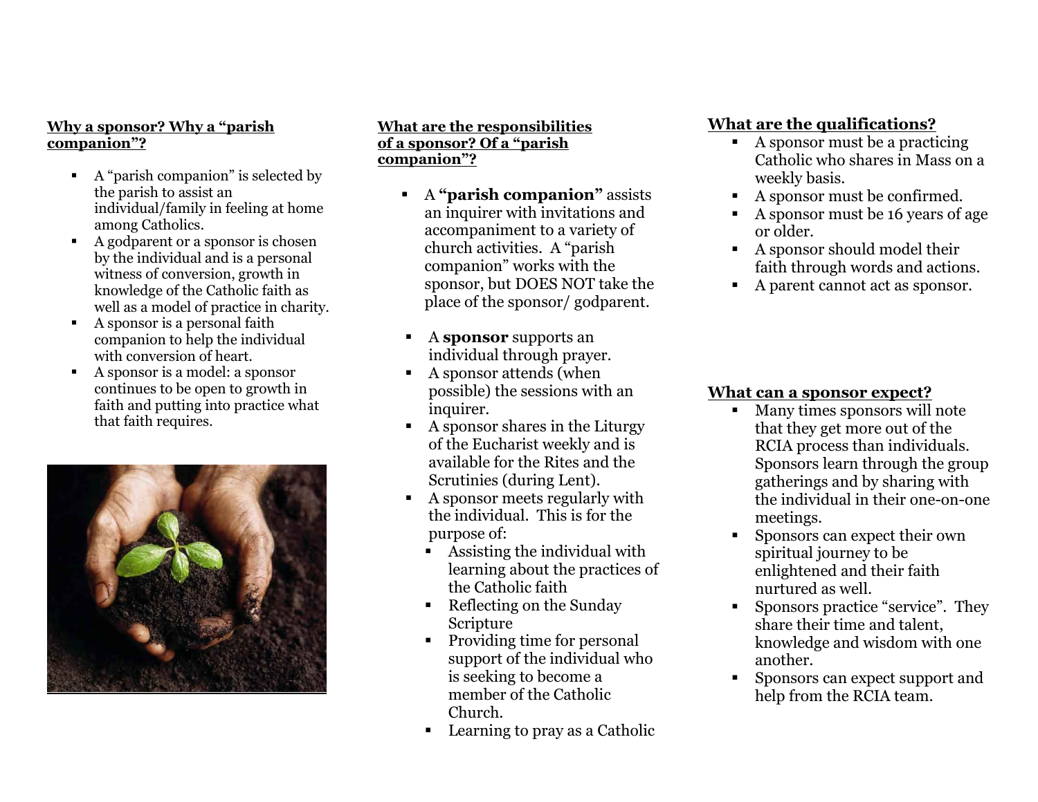## Why a sponsor? Why a "parish companion"?

- A "parish companion" is selected by the parish to assist an individual/family in feeling at home among Catholics.
- A godparent or a sponsor is chosen by the individual and is a personal witness of conversion, growth in knowledge of the Catholic faith as well as a model of practice in charity.
- A sponsor is a personal faith companion to help the individual with conversion of heart.
- A sponsor is a model: a sponsor continues to be open to growth in faith and putting into practice what that faith requires.

## What are the responsibilities of a sponsor? Of a "parish companion"?

- A **"parish companion"** assists an inquirer with invitations and accompaniment to a variety of church activities. A "parish companion" works with the sponsor, but DOES NOT take the place of the sponsor/ godparent.

- A **sponsor** supports an individual through prayer.
- A sponsor attends (when possible) the sessions with an inquirer.
- A sponsor shares in the Liturgy of the Eucharist weekly and is available for the Rites and the Scrutinies (during Lent).
- A sponsor meets regularly with the individual. This is for the purpose of:
  - Assisting the individual with learning about the practices of the Catholic faith
  - Reflecting on the Sunday Scripture
  - Providing time for personal support of the individual who is seeking to become a member of the Catholic Church.
  - Learning to pray as a Catholic

## What are the qualifications?

- A sponsor must be a practicing Catholic who shares in Mass on a weekly basis.
- A sponsor must be confirmed.
- A sponsor must be 16 years of age or older.
- A sponsor should model their faith through words and actions.
- A parent cannot act as sponsor.

## What can a sponsor expect?

- Many times sponsors will note that they get more out of the RCIA process than individuals. Sponsors learn through the group gatherings and by sharing with the individual in their one-on-one meetings.
- Sponsors can expect their own spiritual journey to be enlightened and their faith nurtured as well.
- Sponsors practice "service". They share their time and talent, knowledge and wisdom with one another.
- Sponsors can expect support and help from the RCIA team.